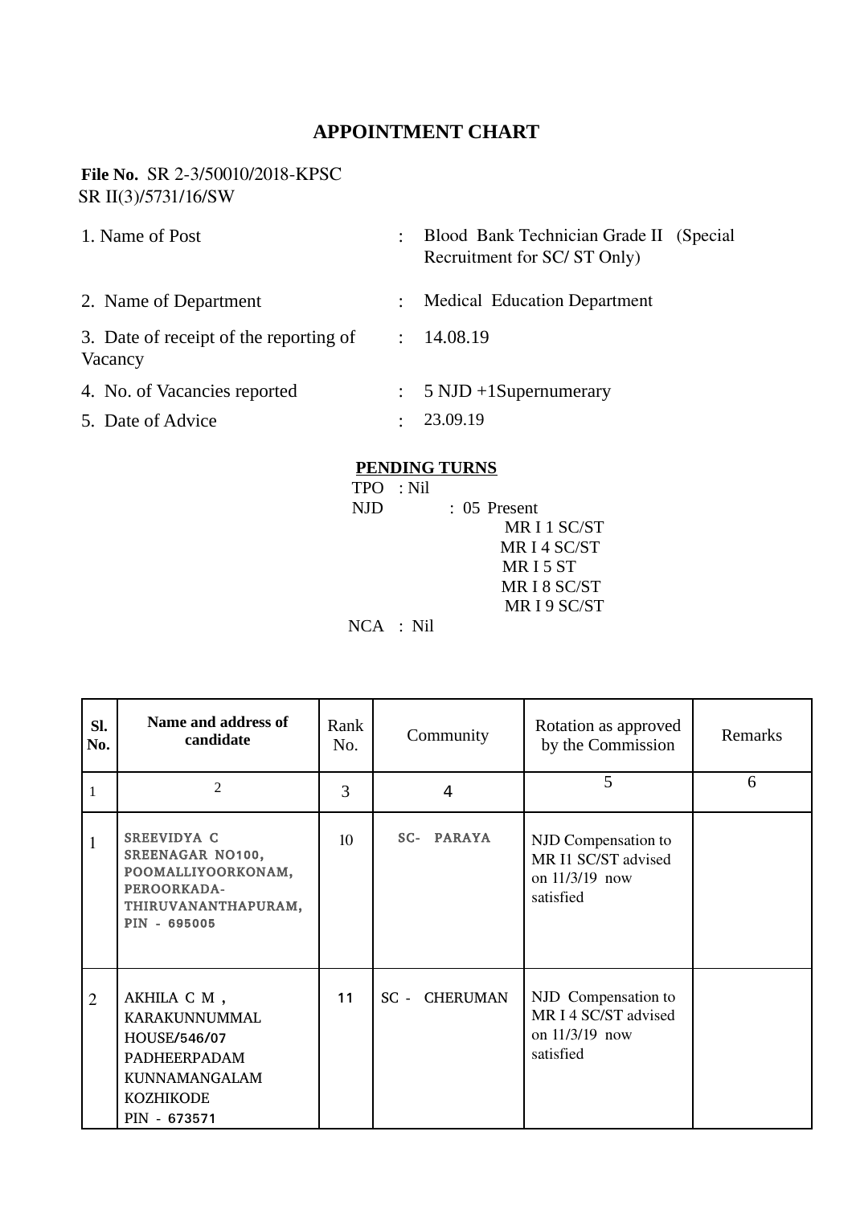# APPOINTMENT CHART

**File No.** SR 2-3/50010/2018-KPSC
SR II(3)/5731/16/SW

| | | |
|---|---|---|
| 1. Name of Post | : | Blood Bank Technician Grade II (Special Recruitment for SC/ ST Only) |
| 2. Name of Department | : | Medical Education Department |
| 3. Date of receipt of the reporting of Vacancy | : | 14.08.19 |
| 4. No. of Vacancies reported | : | 5 NJD +1Supernumerary |
| 5. Date of Advice | : | 23.09.19 |

**PENDING TURNS**

TPO : Nil

NJD : 05 Present
MR I 1 SC/ST
MR I 4 SC/ST
MR I 5 ST
MR I 8 SC/ST
MR I 9 SC/ST

NCA : Nil

| Sl. No. | Name and address of candidate | Rank No. | Community | Rotation as approved by the Commission | Remarks |
|---|---|---|---|---|---|
| 1 | 2 | 3 | 4 | 5 | 6 |
| 1 | SREEVIDYA C<br>SREENAGAR NO100,<br>POOMALLIYOORKONAM,<br>PEROORKADA-<br>THIRUVANANTHAPURAM,<br>PIN - 695005 | 10 | SC- PARAYA | NJD Compensation to MR I1 SC/ST advised on 11/3/19 now satisfied | |
| 2 | AKHILA C M ,<br>KARAKUNNUMMAL<br>HOUSE/546/07<br>PADHEERPADAM<br>KUNNAMANGALAM<br>KOZHIKODE<br>PIN - 673571 | 11 | SC - CHERUMAN | NJD Compensation to MR I 4 SC/ST advised on 11/3/19 now satisfied | |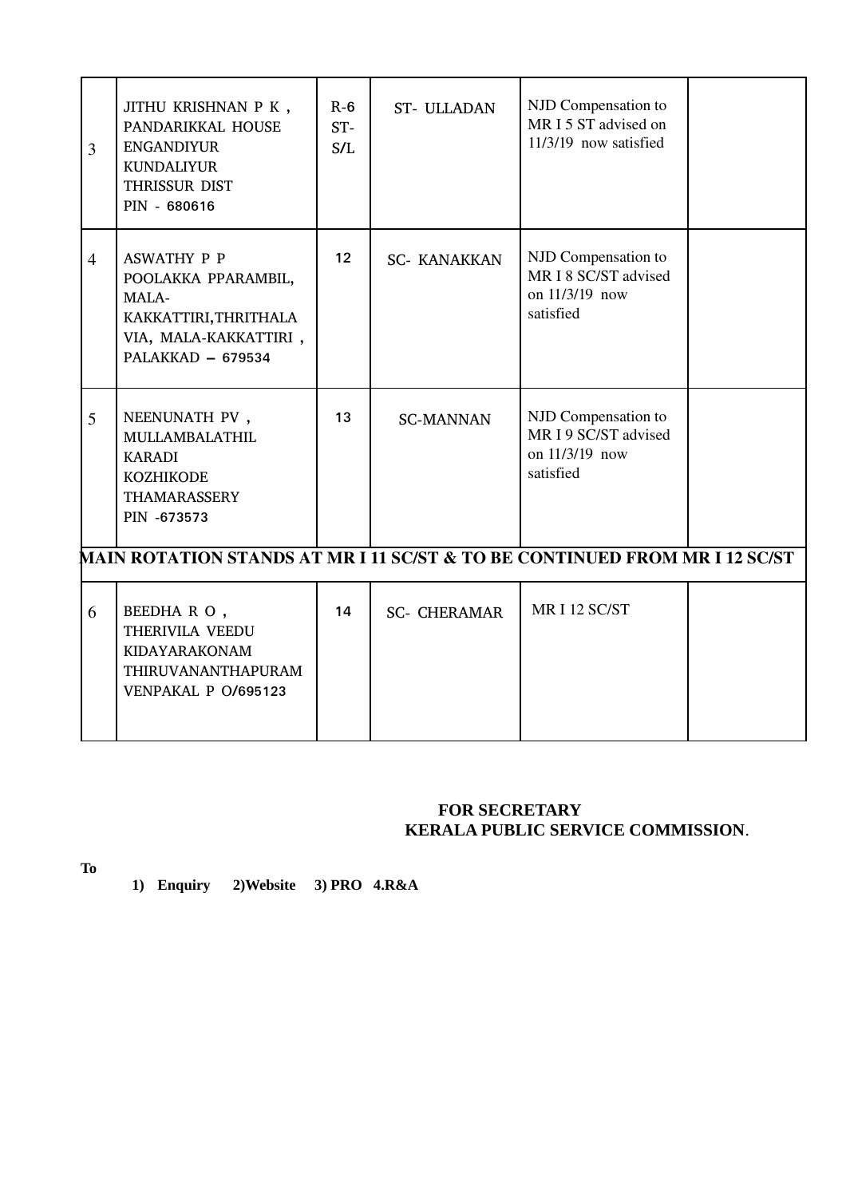| | | | | | |
|---|---|---|---|---|---|
| 3 | JITHU KRISHNAN P K , PANDARIKKAL HOUSE ENGANDIYUR KUNDALIYUR THRISSUR DIST PIN - 680616 | R-6 ST- S/L | ST- ULLADAN | NJD Compensation to MR I 5 ST advised on 11/3/19 now satisfied | |
| 4 | ASWATHY P P POOLAKKA PPARAMBIL, MALA-KAKKATTIRI,THRITHALA VIA, MALA-KAKKATTIRI , PALAKKAD – 679534 | 12 | SC- KANAKKAN | NJD Compensation to MR I 8 SC/ST advised on 11/3/19 now satisfied | |
| 5 | NEENUNATH PV , MULLAMBALATHIL KARADI KOZHIKODE THAMARASSERY PIN -673573 | 13 | SC-MANNAN | NJD Compensation to MR I 9 SC/ST advised on 11/3/19 now satisfied | |
| **MAIN ROTATION STANDS AT MR I 11 SC/ST & TO BE CONTINUED FROM MR I 12 SC/ST** | | | | | |
| 6 | BEEDHA R O , THERIVILA VEEDU KIDAYARAKONAM THIRUVANANTHAPURAM VENPAKAL P O/695123 | 14 | SC- CHERAMAR | MR I 12 SC/ST | |

**FOR SECRETARY**
**KERALA PUBLIC SERVICE COMMISSION**.

**To**

**1) Enquiry 2)Website 3) PRO 4.R&A**